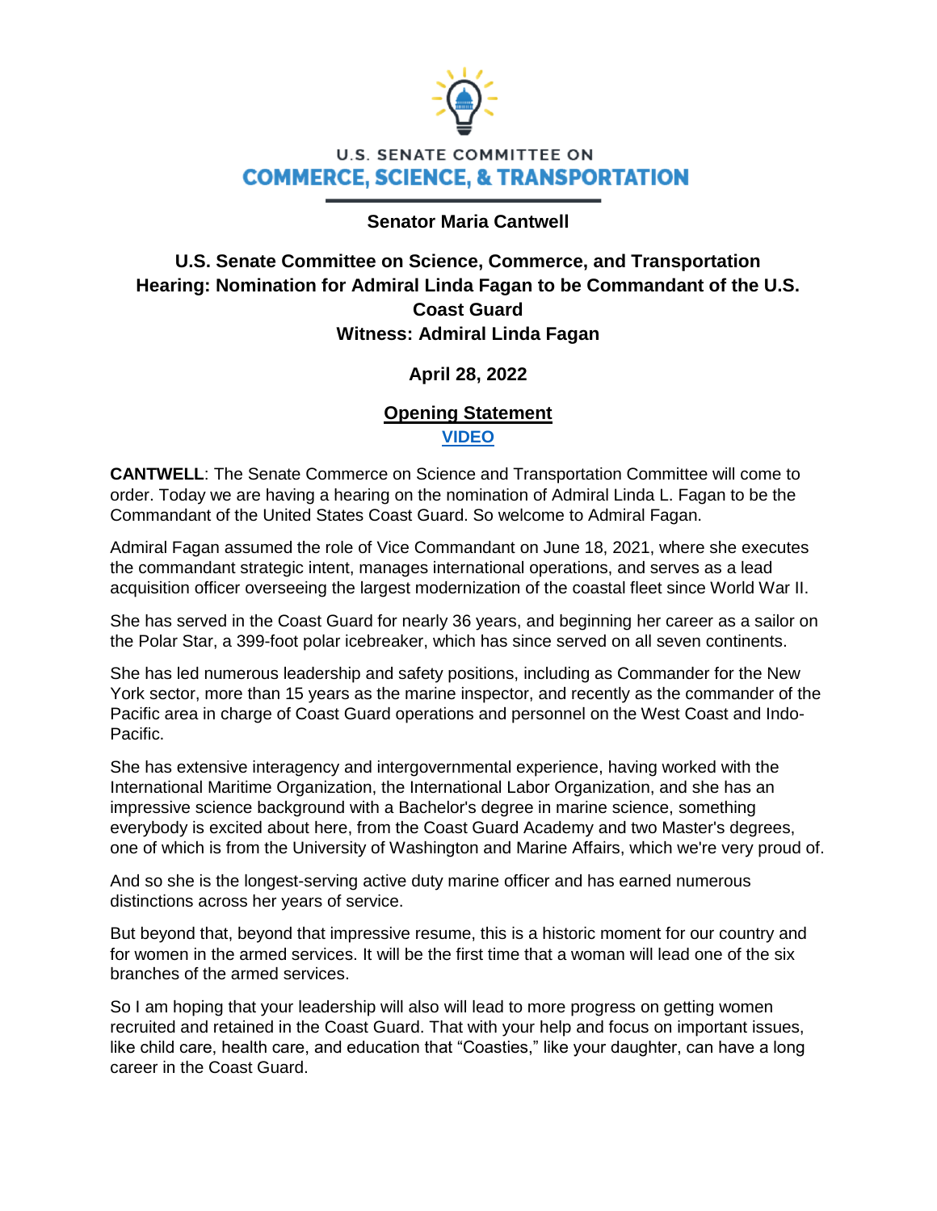U.S. SENATE COMMITTEE ON

**COMMERCE, SCIENCE, & TRANSPORTATION**

**Senator Maria Cantwell**

**U.S. Senate Committee on Science, Commerce, and Transportation**
**Hearing: Nomination for Admiral Linda Fagan to be Commandant of the U.S. Coast Guard**
**Witness: Admiral Linda Fagan**

**April 28, 2022**

**Opening Statement**

**VIDEO**

**CANTWELL**: The Senate Commerce on Science and Transportation Committee will come to order. Today we are having a hearing on the nomination of Admiral Linda L. Fagan to be the Commandant of the United States Coast Guard. So welcome to Admiral Fagan.

Admiral Fagan assumed the role of Vice Commandant on June 18, 2021, where she executes the commandant strategic intent, manages international operations, and serves as a lead acquisition officer overseeing the largest modernization of the coastal fleet since World War II.

She has served in the Coast Guard for nearly 36 years, and beginning her career as a sailor on the Polar Star, a 399-foot polar icebreaker, which has since served on all seven continents.

She has led numerous leadership and safety positions, including as Commander for the New York sector, more than 15 years as the marine inspector, and recently as the commander of the Pacific area in charge of Coast Guard operations and personnel on the West Coast and Indo-Pacific.

She has extensive interagency and intergovernmental experience, having worked with the International Maritime Organization, the International Labor Organization, and she has an impressive science background with a Bachelor's degree in marine science, something everybody is excited about here, from the Coast Guard Academy and two Master's degrees, one of which is from the University of Washington and Marine Affairs, which we're very proud of.

And so she is the longest-serving active duty marine officer and has earned numerous distinctions across her years of service.

But beyond that, beyond that impressive resume, this is a historic moment for our country and for women in the armed services. It will be the first time that a woman will lead one of the six branches of the armed services.

So I am hoping that your leadership will also will lead to more progress on getting women recruited and retained in the Coast Guard. That with your help and focus on important issues, like child care, health care, and education that "Coasties," like your daughter, can have a long career in the Coast Guard.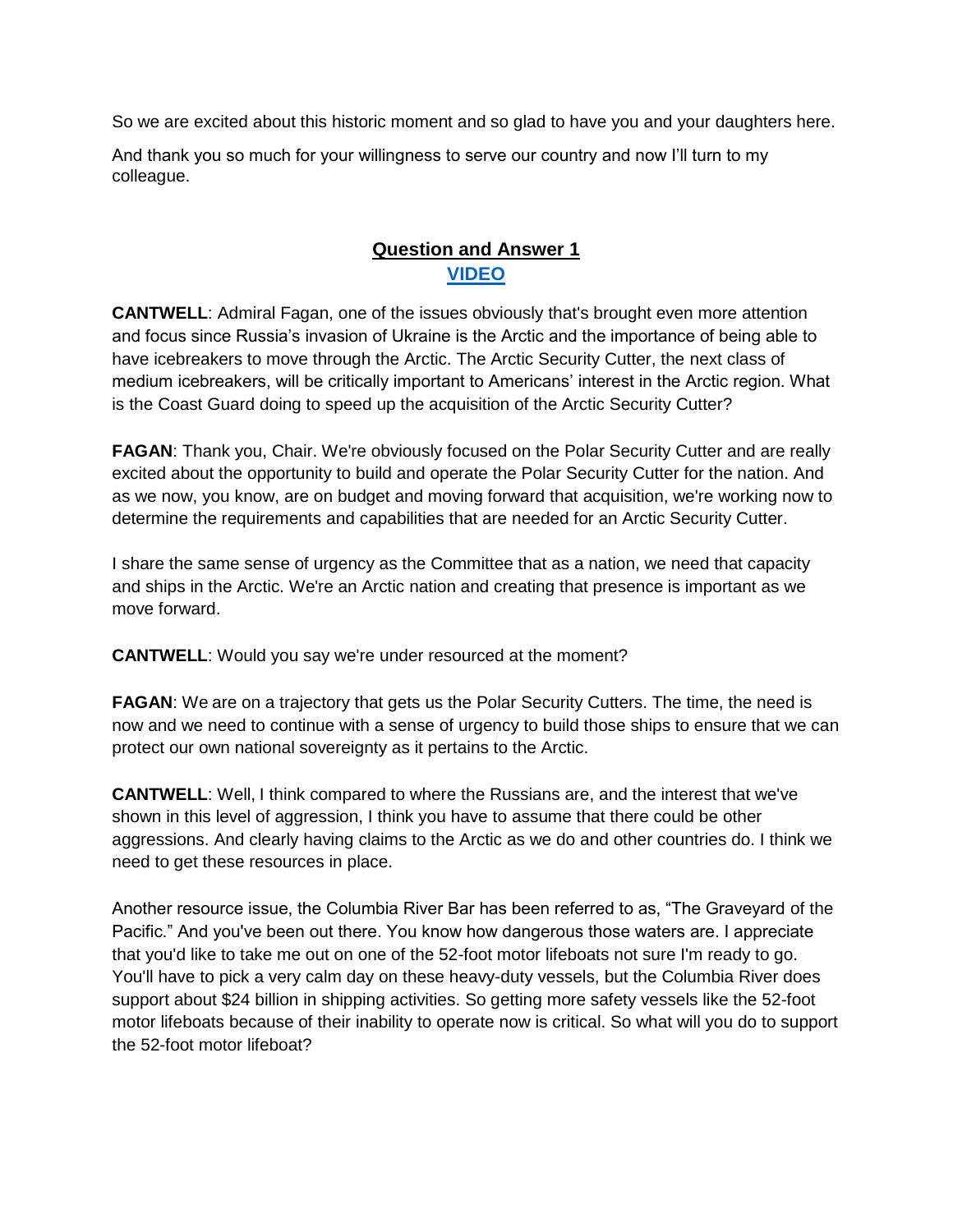So we are excited about this historic moment and so glad to have you and your daughters here.

And thank you so much for your willingness to serve our country and now I'll turn to my colleague.

## Question and Answer 1

**VIDEO**

**CANTWELL**: Admiral Fagan, one of the issues obviously that's brought even more attention and focus since Russia's invasion of Ukraine is the Arctic and the importance of being able to have icebreakers to move through the Arctic. The Arctic Security Cutter, the next class of medium icebreakers, will be critically important to Americans' interest in the Arctic region. What is the Coast Guard doing to speed up the acquisition of the Arctic Security Cutter?

**FAGAN**: Thank you, Chair. We're obviously focused on the Polar Security Cutter and are really excited about the opportunity to build and operate the Polar Security Cutter for the nation. And as we now, you know, are on budget and moving forward that acquisition, we're working now to determine the requirements and capabilities that are needed for an Arctic Security Cutter.

I share the same sense of urgency as the Committee that as a nation, we need that capacity and ships in the Arctic. We're an Arctic nation and creating that presence is important as we move forward.

**CANTWELL**: Would you say we're under resourced at the moment?

**FAGAN**: We are on a trajectory that gets us the Polar Security Cutters. The time, the need is now and we need to continue with a sense of urgency to build those ships to ensure that we can protect our own national sovereignty as it pertains to the Arctic.

**CANTWELL**: Well, I think compared to where the Russians are, and the interest that we've shown in this level of aggression, I think you have to assume that there could be other aggressions. And clearly having claims to the Arctic as we do and other countries do. I think we need to get these resources in place.

Another resource issue, the Columbia River Bar has been referred to as, "The Graveyard of the Pacific." And you've been out there. You know how dangerous those waters are. I appreciate that you'd like to take me out on one of the 52-foot motor lifeboats not sure I'm ready to go. You'll have to pick a very calm day on these heavy-duty vessels, but the Columbia River does support about $24 billion in shipping activities. So getting more safety vessels like the 52-foot motor lifeboats because of their inability to operate now is critical. So what will you do to support the 52-foot motor lifeboat?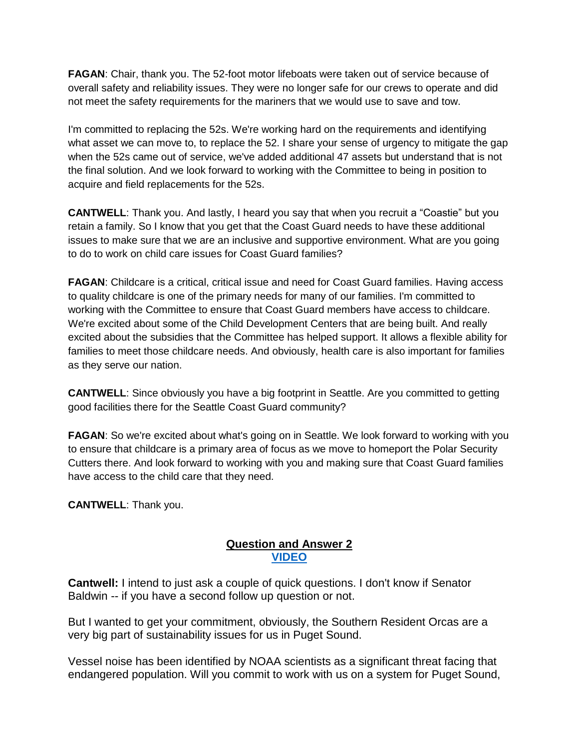**FAGAN**: Chair, thank you. The 52-foot motor lifeboats were taken out of service because of overall safety and reliability issues. They were no longer safe for our crews to operate and did not meet the safety requirements for the mariners that we would use to save and tow.

I'm committed to replacing the 52s. We're working hard on the requirements and identifying what asset we can move to, to replace the 52. I share your sense of urgency to mitigate the gap when the 52s came out of service, we've added additional 47 assets but understand that is not the final solution. And we look forward to working with the Committee to being in position to acquire and field replacements for the 52s.

**CANTWELL**: Thank you. And lastly, I heard you say that when you recruit a "Coastie" but you retain a family. So I know that you get that the Coast Guard needs to have these additional issues to make sure that we are an inclusive and supportive environment. What are you going to do to work on child care issues for Coast Guard families?

**FAGAN**: Childcare is a critical, critical issue and need for Coast Guard families. Having access to quality childcare is one of the primary needs for many of our families. I'm committed to working with the Committee to ensure that Coast Guard members have access to childcare. We're excited about some of the Child Development Centers that are being built. And really excited about the subsidies that the Committee has helped support. It allows a flexible ability for families to meet those childcare needs. And obviously, health care is also important for families as they serve our nation.

**CANTWELL**: Since obviously you have a big footprint in Seattle. Are you committed to getting good facilities there for the Seattle Coast Guard community?

**FAGAN**: So we're excited about what's going on in Seattle. We look forward to working with you to ensure that childcare is a primary area of focus as we move to homeport the Polar Security Cutters there. And look forward to working with you and making sure that Coast Guard families have access to the child care that they need.

**CANTWELL**: Thank you.

## Question and Answer 2

**VIDEO**

**Cantwell:** I intend to just ask a couple of quick questions. I don't know if Senator Baldwin -- if you have a second follow up question or not.

But I wanted to get your commitment, obviously, the Southern Resident Orcas are a very big part of sustainability issues for us in Puget Sound.

Vessel noise has been identified by NOAA scientists as a significant threat facing that endangered population. Will you commit to work with us on a system for Puget Sound,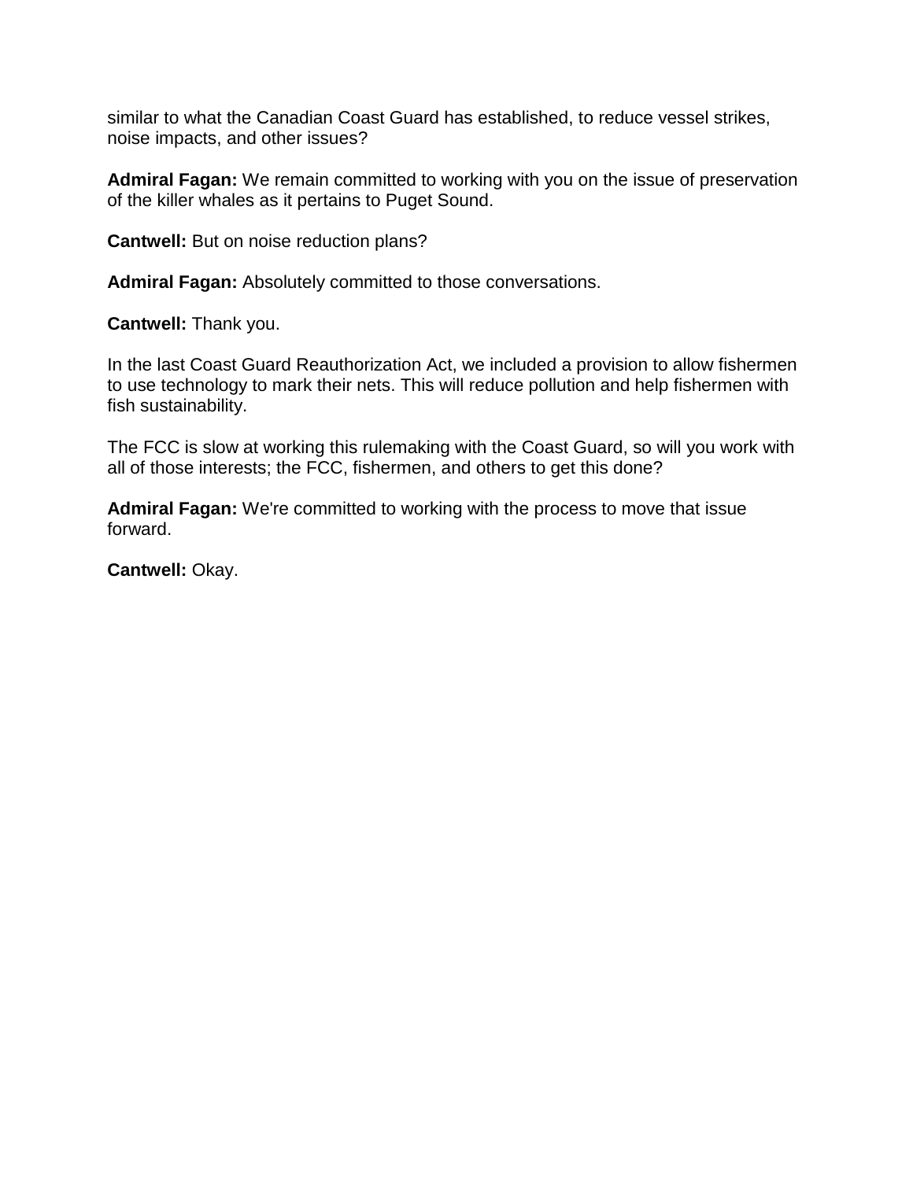similar to what the Canadian Coast Guard has established, to reduce vessel strikes, noise impacts, and other issues?

**Admiral Fagan:** We remain committed to working with you on the issue of preservation of the killer whales as it pertains to Puget Sound.

**Cantwell:** But on noise reduction plans?

**Admiral Fagan:** Absolutely committed to those conversations.

**Cantwell:** Thank you.

In the last Coast Guard Reauthorization Act, we included a provision to allow fishermen to use technology to mark their nets. This will reduce pollution and help fishermen with fish sustainability.

The FCC is slow at working this rulemaking with the Coast Guard, so will you work with all of those interests; the FCC, fishermen, and others to get this done?

**Admiral Fagan:** We're committed to working with the process to move that issue forward.

**Cantwell:** Okay.